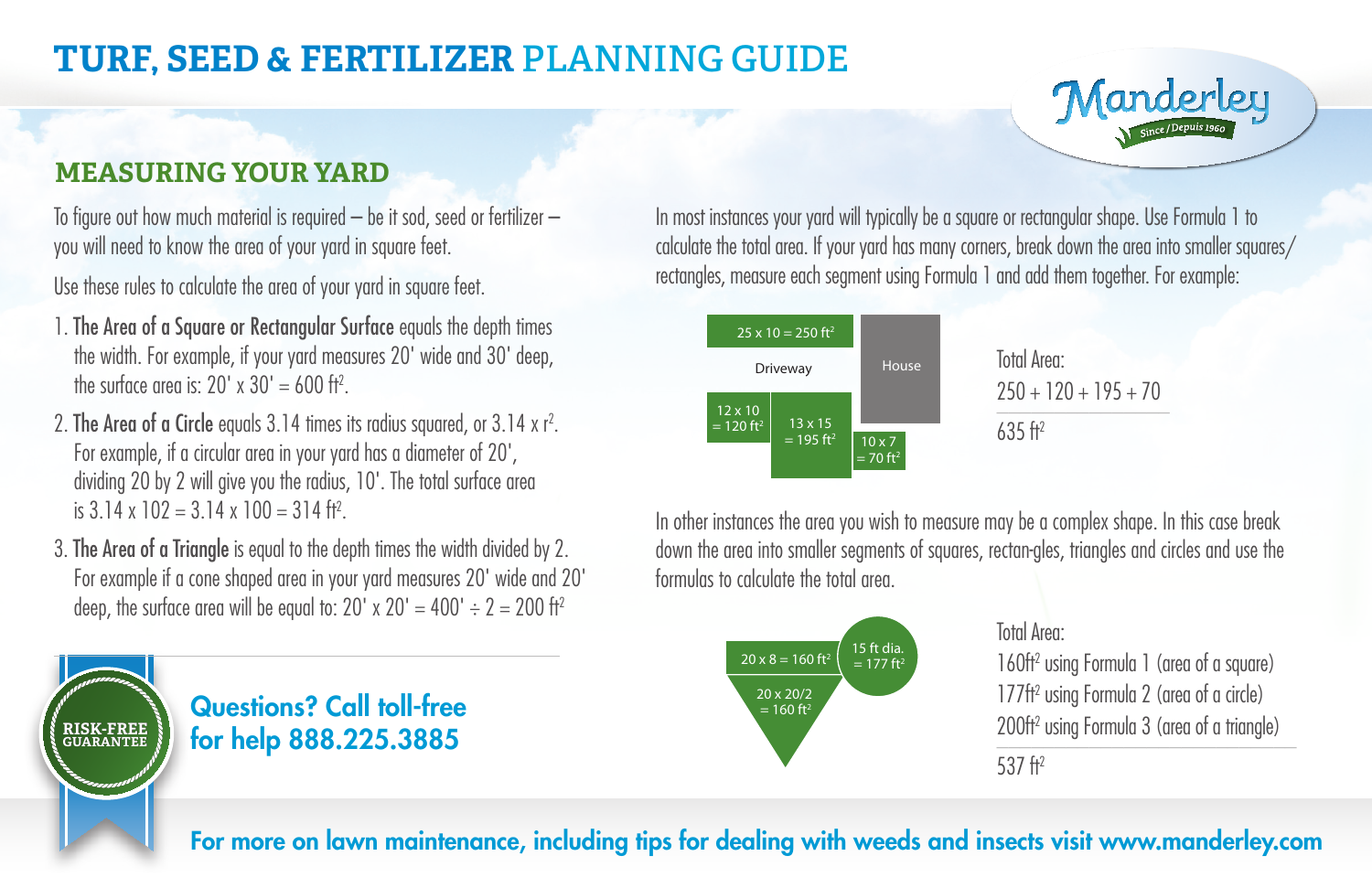# TURF, SEED & FERTILIZER PLANNING GUIDE

Manderley
Since / Depuis 1960

## MEASURING YOUR YARD

To figure out how much material is required – be it sod, seed or fertilizer – you will need to know the area of your yard in square feet.

Use these rules to calculate the area of your yard in square feet.

1. **The Area of a Square or Rectangular Surface** equals the depth times the width. For example, if your yard measures 20' wide and 30' deep, the surface area is: 20' x 30' = 600 $ft^2$.
2. **The Area of a Circle** equals 3.14 times its radius squared, or 3.14 x $r^2$. For example, if a circular area in your yard has a diameter of 20', dividing 20 by 2 will give you the radius, 10'. The total surface area is 3.14 x 102 = 3.14 x 100 = 314 $ft^2$.
3. **The Area of a Triangle** is equal to the depth times the width divided by 2. For example if a cone shaped area in your yard measures 20' wide and 20' deep, the surface area will be equal to: 20' x 20' = 400' ÷ 2 = 200 $ft^2$

In most instances your yard will typically be a square or rectangular shape. Use Formula 1 to calculate the total area. If your yard has many corners, break down the area into smaller squares/rectangles, measure each segment using Formula 1 and add them together. For example:

25 x 10 = 250 $ft^2$
Driveway
House
12 x 10 = 120 $ft^2$
13 x 15 = 195 $ft^2$
10 x 7 = 70 $ft^2$

Total Area:
250 + 120 + 195 + 70

635 $ft^2$

In other instances the area you wish to measure may be a complex shape. In this case break down the area into smaller segments of squares, rectan-gles, triangles and circles and use the formulas to calculate the total area.

20 x 8 = 160 $ft^2$
15 ft dia. = 177 $ft^2$
20 x 20/2 = 160 $ft^2$

Total Area:
160$ft^2$ using Formula 1 (area of a square)
177$ft^2$ using Formula 2 (area of a circle)
200$ft^2$ using Formula 3 (area of a triangle)

537 $ft^2$

RISK-FREE GUARANTEE

**Questions? Call toll-free for help 888.225.3885**

**For more on lawn maintenance, including tips for dealing with weeds and insects visit www.manderley.com**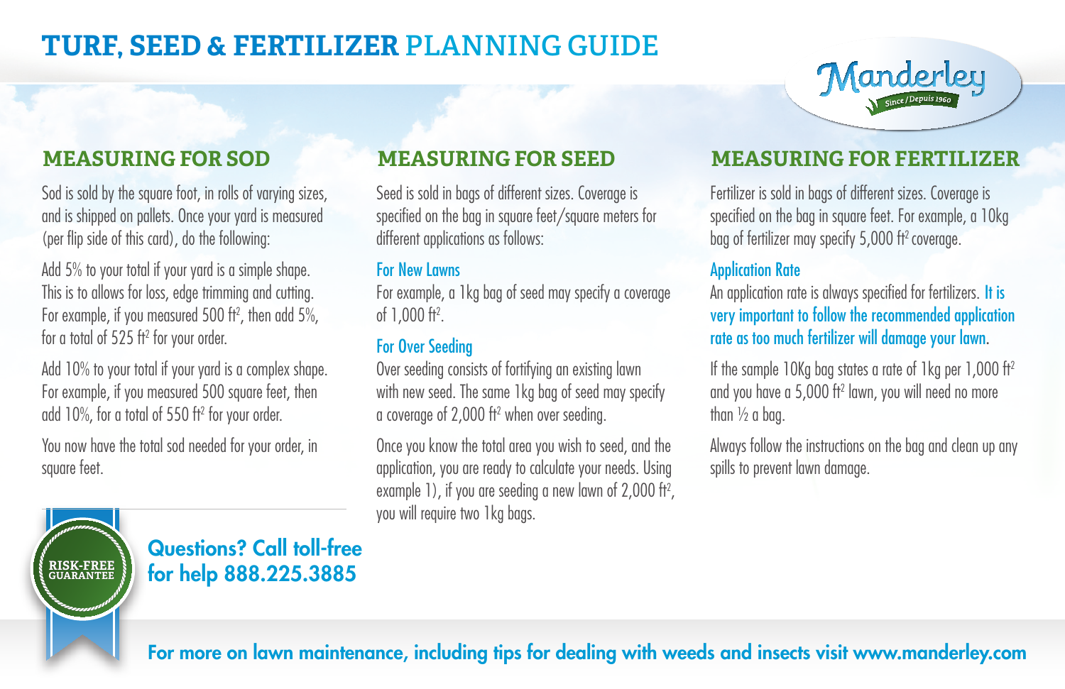# TURF, SEED & FERTILIZER PLANNING GUIDE

Manderley
Since / Depuis 1960

## MEASURING FOR SOD

Sod is sold by the square foot, in rolls of varying sizes, and is shipped on pallets. Once your yard is measured (per flip side of this card), do the following:

Add 5% to your total if your yard is a simple shape. This is to allows for loss, edge trimming and cutting. For example, if you measured 500 ft², then add 5%, for a total of 525 ft² for your order.

Add 10% to your total if your yard is a complex shape. For example, if you measured 500 square feet, then add 10%, for a total of 550 ft² for your order.

You now have the total sod needed for your order, in square feet.

## MEASURING FOR SEED

Seed is sold in bags of different sizes. Coverage is specified on the bag in square feet/square meters for different applications as follows:

### For New Lawns

For example, a 1kg bag of seed may specify a coverage of 1,000 ft².

### For Over Seeding

Over seeding consists of fortifying an existing lawn with new seed. The same 1kg bag of seed may specify a coverage of 2,000 ft² when over seeding.

Once you know the total area you wish to seed, and the application, you are ready to calculate your needs. Using example 1), if you are seeding a new lawn of 2,000 ft², you will require two 1kg bags.

## MEASURING FOR FERTILIZER

Fertilizer is sold in bags of different sizes. Coverage is specified on the bag in square feet. For example, a 10kg bag of fertilizer may specify 5,000 ft² coverage.

### Application Rate

An application rate is always specified for fertilizers. **It is very important to follow the recommended application rate as too much fertilizer will damage your lawn.**

If the sample 10Kg bag states a rate of 1kg per 1,000 ft² and you have a 5,000 ft² lawn, you will need no more than ½ a bag.

Always follow the instructions on the bag and clean up any spills to prevent lawn damage.

RISK-FREE GUARANTEE

**Questions? Call toll-free for help 888.225.3885**

**For more on lawn maintenance, including tips for dealing with weeds and insects visit www.manderley.com**